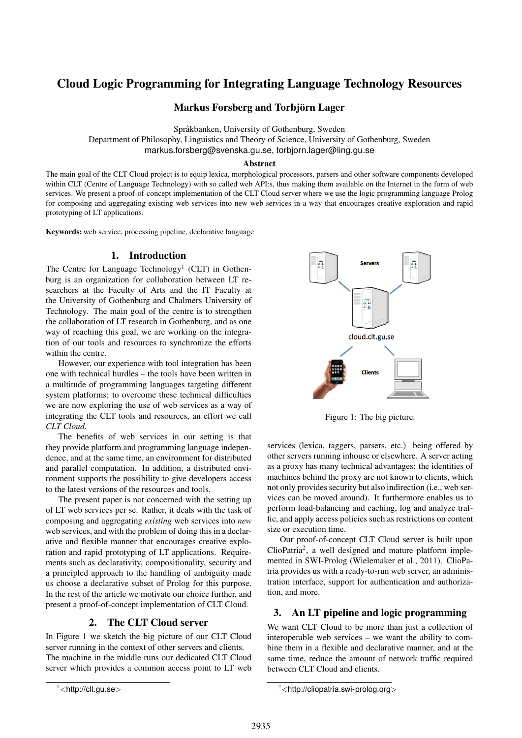# Cloud Logic Programming for Integrating Language Technology Resources

**Markus Forsberg and Torbjörn Lager**

Språkbanken, University of Gothenburg, Sweden
Department of Philosophy, Linguistics and Theory of Science, University of Gothenburg, Sweden
markus.forsberg@svenska.gu.se, torbjorn.lager@ling.gu.se

## Abstract

The main goal of the CLT Cloud project is to equip lexica, morphological processors, parsers and other software components developed within CLT (Centre of Language Technology) with so called web API:s, thus making them available on the Internet in the form of web services. We present a proof-of-concept implementation of the CLT Cloud server where we use the logic programming language Prolog for composing and aggregating existing web services into new web services in a way that encourages creative exploration and rapid prototyping of LT applications.

**Keywords:** web service, processing pipeline, declarative language

## 1. Introduction

The Centre for Language Technology[1] (CLT) in Gothenburg is an organization for collaboration between LT researchers at the Faculty of Arts and the IT Faculty at the University of Gothenburg and Chalmers University of Technology. The main goal of the centre is to strengthen the collaboration of LT research in Gothenburg, and as one way of reaching this goal, we are working on the integration of our tools and resources to synchronize the efforts within the centre.

However, our experience with tool integration has been one with technical hurdles – the tools have been written in a multitude of programming languages targeting different system platforms; to overcome these technical difficulties we are now exploring the use of web services as a way of integrating the CLT tools and resources, an effort we call *CLT Cloud*.

The benefits of web services in our setting is that they provide platform and programming language independence, and at the same time, an environment for distributed and parallel computation. In addition, a distributed environment supports the possibility to give developers access to the latest versions of the resources and tools.

The present paper is not concerned with the setting up of LT web services per se. Rather, it deals with the task of composing and aggregating *existing* web services into *new* web services, and with the problem of doing this in a declarative and flexible manner that encourages creative exploration and rapid prototyping of LT applications. Requirements such as declarativity, compositionality, security and a principled approach to the handling of ambiguity made us choose a declarative subset of Prolog for this purpose. In the rest of the article we motivate our choice further, and present a proof-of-concept implementation of CLT Cloud.

## 2. The CLT Cloud server

In Figure 1 we sketch the big picture of our CLT Cloud server running in the context of other servers and clients. The machine in the middle runs our dedicated CLT Cloud server which provides a common access point to LT web services (lexica, taggers, parsers, etc.) being offered by other servers running inhouse or elsewhere. A server acting as a proxy has many technical advantages: the identities of machines behind the proxy are not known to clients, which not only provides security but also indirection (i.e., web services can be moved around). It furthermore enables us to perform load-balancing and caching, log and analyze traffic, and apply access policies such as restrictions on content size or execution time.

Figure 1: The big picture.

Our proof-of-concept CLT Cloud server is built upon ClioPatria[2], a well designed and mature platform implemented in SWI-Prolog (Wielemaker et al., 2011). ClioPatria provides us with a ready-to-run web server, an administration interface, support for authentication and authorization, and more.

## 3. An LT pipeline and logic programming

We want CLT Cloud to be more than just a collection of interoperable web services – we want the ability to combine them in a flexible and declarative manner, and at the same time, reduce the amount of network traffic required between CLT Cloud and clients.

[1] <http://clt.gu.se>

[2] <http://cliopatria.swi-prolog.org>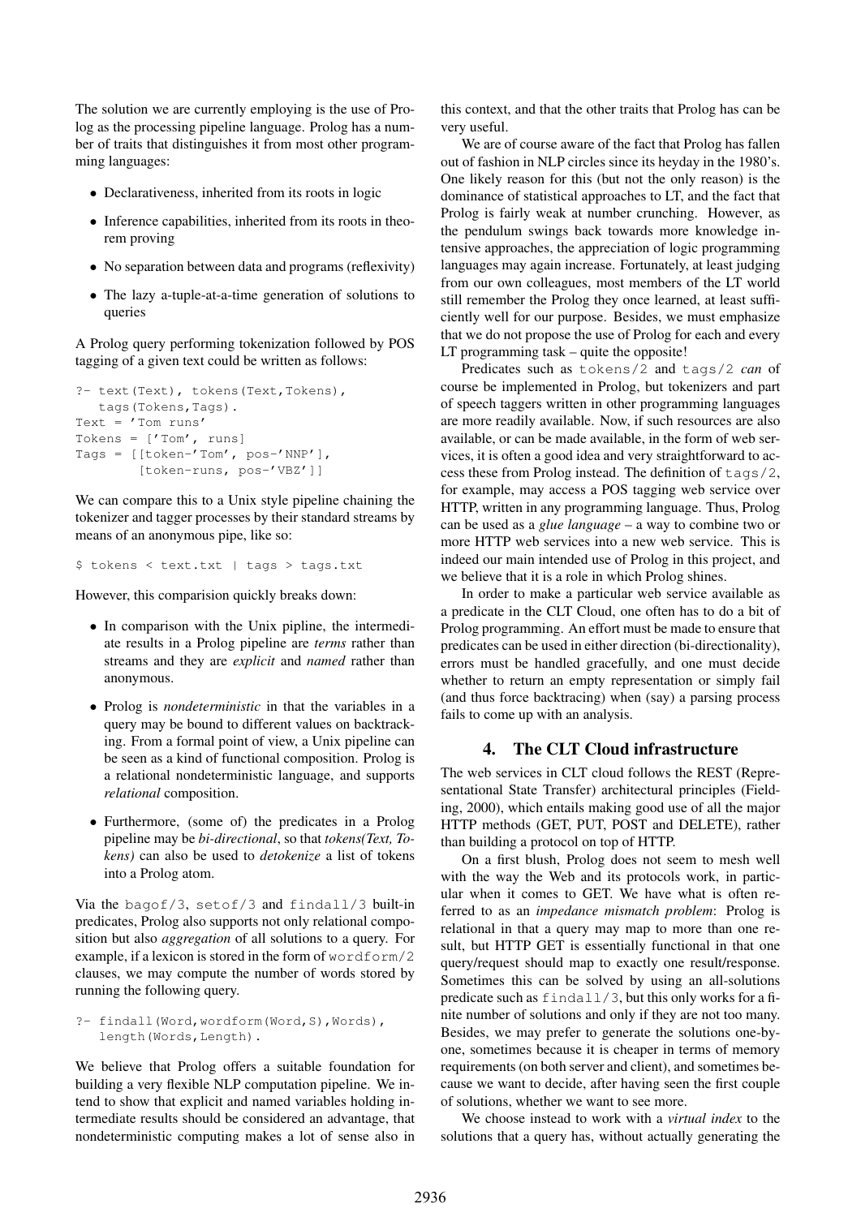The solution we are currently employing is the use of Prolog as the processing pipeline language. Prolog has a number of traits that distinguishes it from most other programming languages:

- Declarativeness, inherited from its roots in logic
- Inference capabilities, inherited from its roots in theorem proving
- No separation between data and programs (reflexivity)
- The lazy a-tuple-at-a-time generation of solutions to queries

A Prolog query performing tokenization followed by POS tagging of a given text could be written as follows:

```
?- text(Text), tokens(Text,Tokens),
   tags(Tokens,Tags).
Text = 'Tom runs'
Tokens = ['Tom', runs]
Tags = [[token-'Tom', pos-'NNP'],
        [token-runs, pos-'VBZ']]
```

We can compare this to a Unix style pipeline chaining the tokenizer and tagger processes by their standard streams by means of an anonymous pipe, like so:

```
$ tokens < text.txt | tags > tags.txt
```

However, this comparision quickly breaks down:

- In comparison with the Unix pipline, the intermediate results in a Prolog pipeline are *terms* rather than streams and they are *explicit* and *named* rather than anonymous.
- Prolog is *nondeterministic* in that the variables in a query may be bound to different values on backtracking. From a formal point of view, a Unix pipeline can be seen as a kind of functional composition. Prolog is a relational nondeterministic language, and supports *relational* composition.
- Furthermore, (some of) the predicates in a Prolog pipeline may be *bi-directional*, so that *tokens(Text, Tokens)* can also be used to *detokenize* a list of tokens into a Prolog atom.

Via the `bagof/3`, `setof/3` and `findall/3` built-in predicates, Prolog also supports not only relational composition but also *aggregation* of all solutions to a query. For example, if a lexicon is stored in the form of `wordform/2` clauses, we may compute the number of words stored by running the following query.

```
?- findall(Word,wordform(Word,S),Words),
   length(Words,Length).
```

We believe that Prolog offers a suitable foundation for building a very flexible NLP computation pipeline. We intend to show that explicit and named variables holding intermediate results should be considered an advantage, that nondeterministic computing makes a lot of sense also in this context, and that the other traits that Prolog has can be very useful.

We are of course aware of the fact that Prolog has fallen out of fashion in NLP circles since its heyday in the 1980's. One likely reason for this (but not the only reason) is the dominance of statistical approaches to LT, and the fact that Prolog is fairly weak at number crunching. However, as the pendulum swings back towards more knowledge intensive approaches, the appreciation of logic programming languages may again increase. Fortunately, at least judging from our own colleagues, most members of the LT world still remember the Prolog they once learned, at least sufficiently well for our purpose. Besides, we must emphasize that we do not propose the use of Prolog for each and every LT programming task – quite the opposite!

Predicates such as `tokens/2` and `tags/2` *can* of course be implemented in Prolog, but tokenizers and part of speech taggers written in other programming languages are more readily available. Now, if such resources are also available, or can be made available, in the form of web services, it is often a good idea and very straightforward to access these from Prolog instead. The definition of `tags/2`, for example, may access a POS tagging web service over HTTP, written in any programming language. Thus, Prolog can be used as a *glue language* – a way to combine two or more HTTP web services into a new web service. This is indeed our main intended use of Prolog in this project, and we believe that it is a role in which Prolog shines.

In order to make a particular web service available as a predicate in the CLT Cloud, one often has to do a bit of Prolog programming. An effort must be made to ensure that predicates can be used in either direction (bi-directionality), errors must be handled gracefully, and one must decide whether to return an empty representation or simply fail (and thus force backtracing) when (say) a parsing process fails to come up with an analysis.

## 4. The CLT Cloud infrastructure

The web services in CLT cloud follows the REST (Representational State Transfer) architectural principles (Fielding, 2000), which entails making good use of all the major HTTP methods (GET, PUT, POST and DELETE), rather than building a protocol on top of HTTP.

On a first blush, Prolog does not seem to mesh well with the way the Web and its protocols work, in particular when it comes to GET. We have what is often referred to as an *impedance mismatch problem*: Prolog is relational in that a query may map to more than one result, but HTTP GET is essentially functional in that one query/request should map to exactly one result/response. Sometimes this can be solved by using an all-solutions predicate such as `findall/3`, but this only works for a finite number of solutions and only if they are not too many. Besides, we may prefer to generate the solutions one-by-one, sometimes because it is cheaper in terms of memory requirements (on both server and client), and sometimes because we want to decide, after having seen the first couple of solutions, whether we want to see more.

We choose instead to work with a *virtual index* to the solutions that a query has, without actually generating the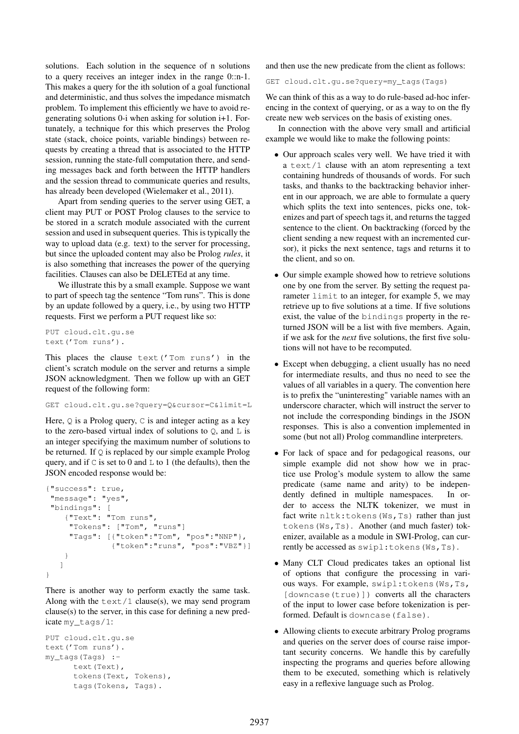solutions. Each solution in the sequence of n solutions to a query receives an integer index in the range 0::n-1. This makes a query for the ith solution of a goal functional and deterministic, and thus solves the impedance mismatch problem. To implement this efficiently we have to avoid regenerating solutions 0-i when asking for solution i+1. Fortunately, a technique for this which preserves the Prolog state (stack, choice points, variable bindings) between requests by creating a thread that is associated to the HTTP session, running the state-full computation there, and sending messages back and forth between the HTTP handlers and the session thread to communicate queries and results, has already been developed (Wielemaker et al., 2011).

Apart from sending queries to the server using GET, a client may PUT or POST Prolog clauses to the service to be stored in a scratch module associated with the current session and used in subsequent queries. This is typically the way to upload data (e.g. text) to the server for processing, but since the uploaded content may also be Prolog *rules*, it is also something that increases the power of the querying facilities. Clauses can also be DELETEd at any time.

We illustrate this by a small example. Suppose we want to part of speech tag the sentence "Tom runs". This is done by an update followed by a query, i.e., by using two HTTP requests. First we perform a PUT request like so:

```
PUT cloud.clt.gu.se
text('Tom runs').
```

This places the clause `text('Tom runs')` in the client's scratch module on the server and returns a simple JSON acknowledgment. Then we follow up with an GET request of the following form:

```
GET cloud.clt.gu.se?query=Q&cursor=C&limit=L
```

Here, `Q` is a Prolog query, `C` is and integer acting as a key to the zero-based virtual index of solutions to `Q`, and `L` is an integer specifying the maximum number of solutions to be returned. If `Q` is replaced by our simple example Prolog query, and if `C` is set to 0 and `L` to 1 (the defaults), then the JSON encoded response would be:

```
{"success": true,
 "message": "yes",
 "bindings": [
    {"Text": "Tom runs",
     "Tokens": ["Tom", "runs"]
     "Tags": [{"token":"Tom", "pos":"NNP"},
              {"token":"runs", "pos":"VBZ"}]
    }
   ]
}
```

There is another way to perform exactly the same task. Along with the `text/1` clause(s), we may send program clause(s) to the server, in this case for defining a new predicate `my_tags/1`:

```
PUT cloud.clt.gu.se
text('Tom runs').
my_tags(Tags) :-
      text(Text),
      tokens(Text, Tokens),
      tags(Tokens, Tags).
```

and then use the new predicate from the client as follows:

```
GET cloud.clt.gu.se?query=my_tags(Tags)
```

We can think of this as a way to do rule-based ad-hoc inferencing in the context of querying, or as a way to on the fly create new web services on the basis of existing ones.

In connection with the above very small and artificial example we would like to make the following points:

- Our approach scales very well. We have tried it with a `text/1` clause with an atom representing a text containing hundreds of thousands of words. For such tasks, and thanks to the backtracking behavior inherent in our approach, we are able to formulate a query which splits the text into sentences, picks one, tokenizes and part of speech tags it, and returns the tagged sentence to the client. On backtracking (forced by the client sending a new request with an incremented cursor), it picks the next sentence, tags and returns it to the client, and so on.
- Our simple example showed how to retrieve solutions one by one from the server. By setting the request parameter `limit` to an integer, for example 5, we may retrieve up to five solutions at a time. If five solutions exist, the value of the `bindings` property in the returned JSON will be a list with five members. Again, if we ask for the *next* five solutions, the first five solutions will not have to be recomputed.
- Except when debugging, a client usually has no need for intermediate results, and thus no need to see the values of all variables in a query. The convention here is to prefix the "uninteresting" variable names with an underscore character, which will instruct the server to not include the corresponding bindings in the JSON responses. This is also a convention implemented in some (but not all) Prolog commandline interpreters.
- For lack of space and for pedagogical reasons, our simple example did not show how we in practice use Prolog's module system to allow the same predicate (same name and arity) to be independently defined in multiple namespaces. In order to access the NLTK tokenizer, we must in fact write `nltk:tokens(Ws,Ts)` rather than just `tokens(Ws,Ts)`. Another (and much faster) tokenizer, available as a module in SWI-Prolog, can currently be accessed as `swipl:tokens(Ws,Ts)`.
- Many CLT Cloud predicates takes an optional list of options that configure the processing in various ways. For example, `swipl:tokens(Ws,Ts, [downcase(true)])` converts all the characters of the input to lower case before tokenization is performed. Default is `downcase(false)`.
- Allowing clients to execute arbitrary Prolog programs and queries on the server does of course raise important security concerns. We handle this by carefully inspecting the programs and queries before allowing them to be executed, something which is relatively easy in a reflexive language such as Prolog.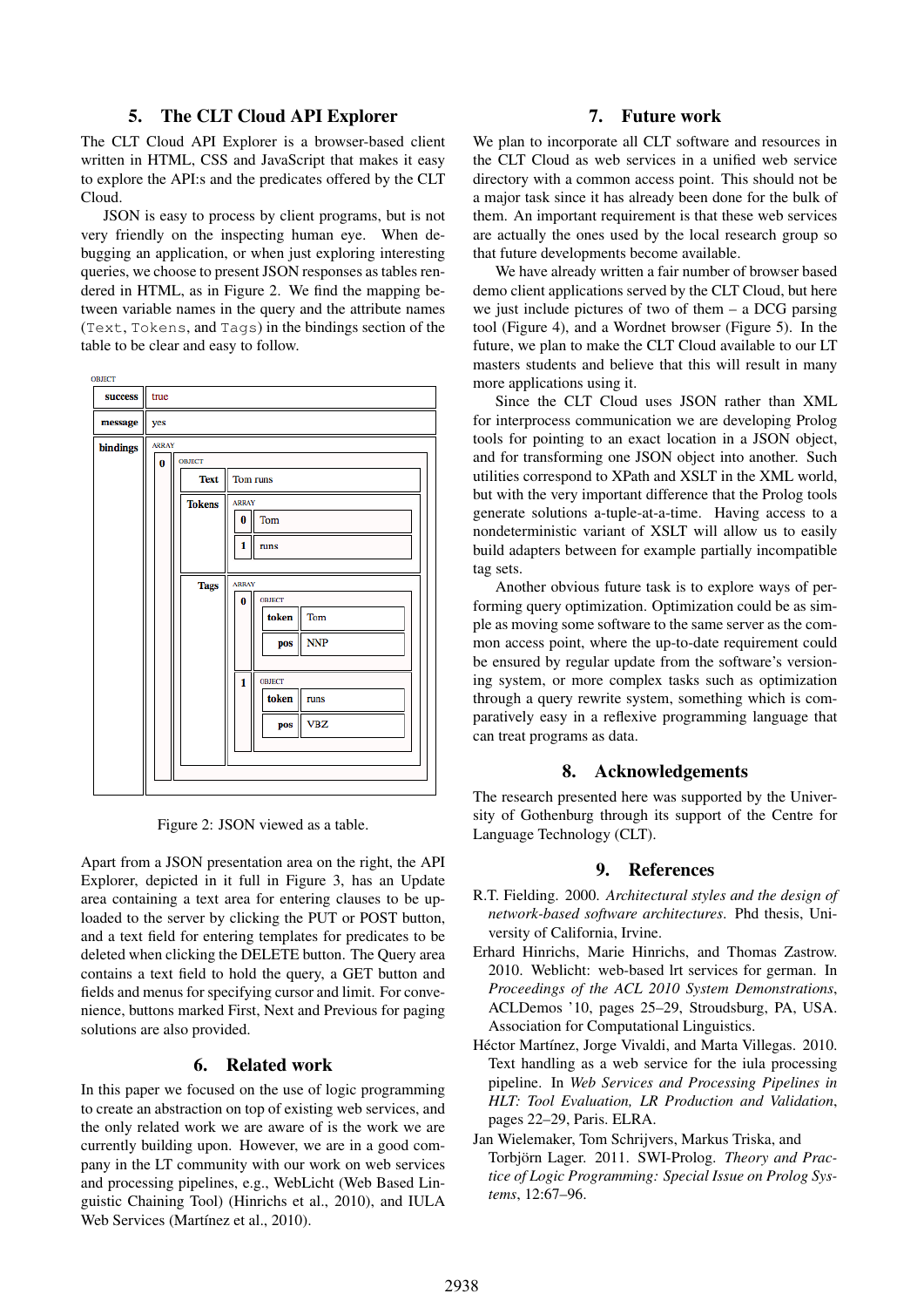## 5. The CLT Cloud API Explorer

The CLT Cloud API Explorer is a browser-based client written in HTML, CSS and JavaScript that makes it easy to explore the API:s and the predicates offered by the CLT Cloud.

JSON is easy to process by client programs, but is not very friendly on the inspecting human eye. When debugging an application, or when just exploring interesting queries, we choose to present JSON responses as tables rendered in HTML, as in Figure 2. We find the mapping between variable names in the query and the attribute names (`Text`, `Tokens`, and `Tags`) in the bindings section of the table to be clear and easy to follow.

OBJECT

| | |
|---|---|
| **success** | true |
| **message** | yes |
| **bindings** | ARRAY<br>**0** OBJECT<br>**Text**: Tom runs<br>**Tokens**: ARRAY [**0** Tom] [**1** runs]<br>**Tags**: ARRAY [**0** OBJECT **token** Tom, **pos** NNP] [**1** OBJECT **token** runs, **pos** VBZ] |

Figure 2: JSON viewed as a table.

Apart from a JSON presentation area on the right, the API Explorer, depicted in it full in Figure 3, has an Update area containing a text area for entering clauses to be uploaded to the server by clicking the PUT or POST button, and a text field for entering templates for predicates to be deleted when clicking the DELETE button. The Query area contains a text field to hold the query, a GET button and fields and menus for specifying cursor and limit. For convenience, buttons marked First, Next and Previous for paging solutions are also provided.

## 6. Related work

In this paper we focused on the use of logic programming to create an abstraction on top of existing web services, and the only related work we are aware of is the work we are currently building upon. However, we are in a good company in the LT community with our work on web services and processing pipelines, e.g., WebLicht (Web Based Linguistic Chaining Tool) (Hinrichs et al., 2010), and IULA Web Services (Martínez et al., 2010).

## 7. Future work

We plan to incorporate all CLT software and resources in the CLT Cloud as web services in a unified web service directory with a common access point. This should not be a major task since it has already been done for the bulk of them. An important requirement is that these web services are actually the ones used by the local research group so that future developments become available.

We have already written a fair number of browser based demo client applications served by the CLT Cloud, but here we just include pictures of two of them – a DCG parsing tool (Figure 4), and a Wordnet browser (Figure 5). In the future, we plan to make the CLT Cloud available to our LT masters students and believe that this will result in many more applications using it.

Since the CLT Cloud uses JSON rather than XML for interprocess communication we are developing Prolog tools for pointing to an exact location in a JSON object, and for transforming one JSON object into another. Such utilities correspond to XPath and XSLT in the XML world, but with the very important difference that the Prolog tools generate solutions a-tuple-at-a-time. Having access to a nondeterministic variant of XSLT will allow us to easily build adapters between for example partially incompatible tag sets.

Another obvious future task is to explore ways of performing query optimization. Optimization could be as simple as moving some software to the same server as the common access point, where the up-to-date requirement could be ensured by regular update from the software's versioning system, or more complex tasks such as optimization through a query rewrite system, something which is comparatively easy in a reflexive programming language that can treat programs as data.

## 8. Acknowledgements

The research presented here was supported by the University of Gothenburg through its support of the Centre for Language Technology (CLT).

## 9. References

R.T. Fielding. 2000. *Architectural styles and the design of network-based software architectures*. Phd thesis, University of California, Irvine.

Erhard Hinrichs, Marie Hinrichs, and Thomas Zastrow. 2010. Weblicht: web-based lrt services for german. In *Proceedings of the ACL 2010 System Demonstrations*, ACLDemos '10, pages 25–29, Stroudsburg, PA, USA. Association for Computational Linguistics.

Héctor Martínez, Jorge Vivaldi, and Marta Villegas. 2010. Text handling as a web service for the iula processing pipeline. In *Web Services and Processing Pipelines in HLT: Tool Evaluation, LR Production and Validation*, pages 22–29, Paris. ELRA.

Jan Wielemaker, Tom Schrijvers, Markus Triska, and Torbjörn Lager. 2011. SWI-Prolog. *Theory and Practice of Logic Programming: Special Issue on Prolog Systems*, 12:67–96.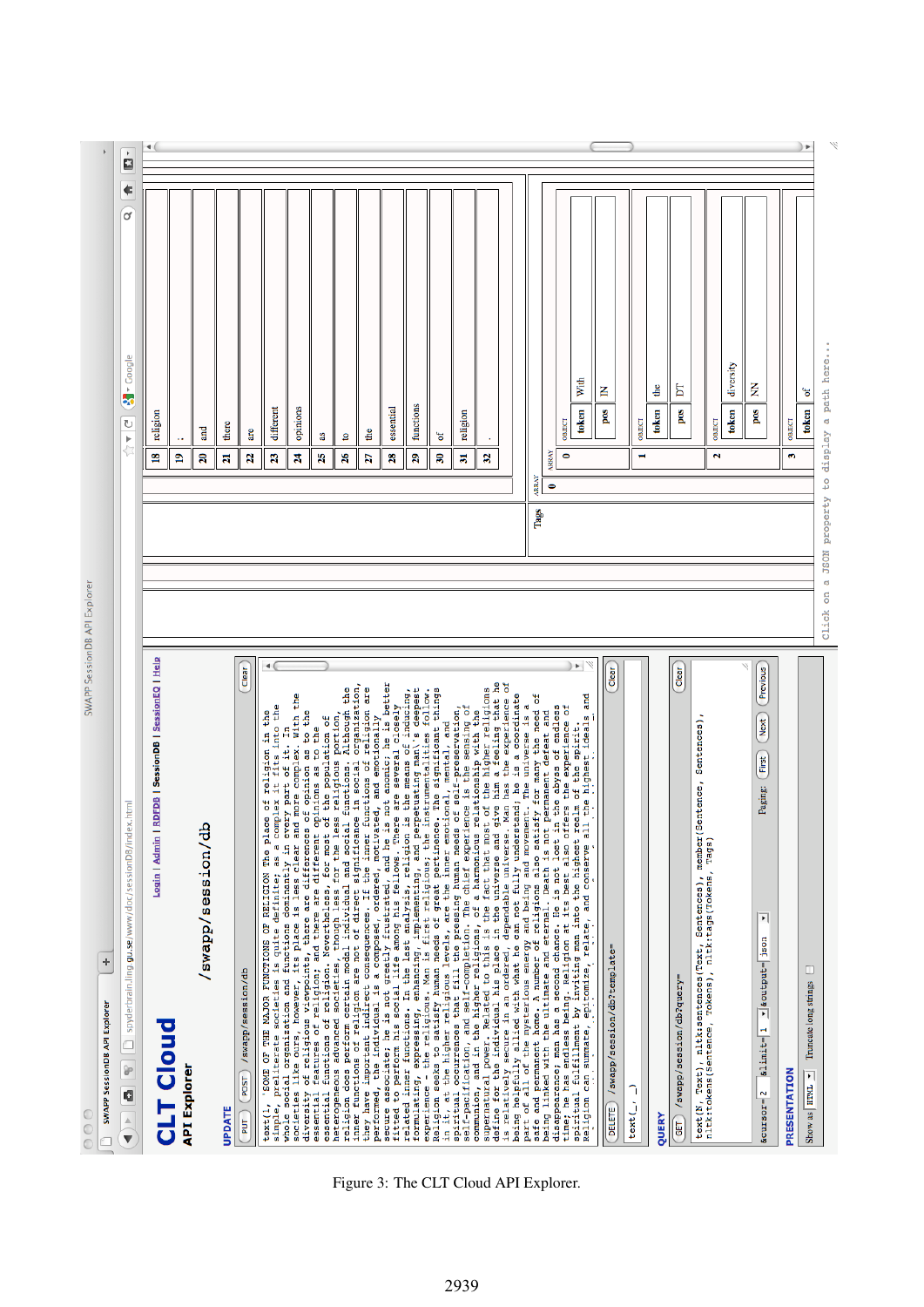Figure 3: The CLT Cloud API Explorer.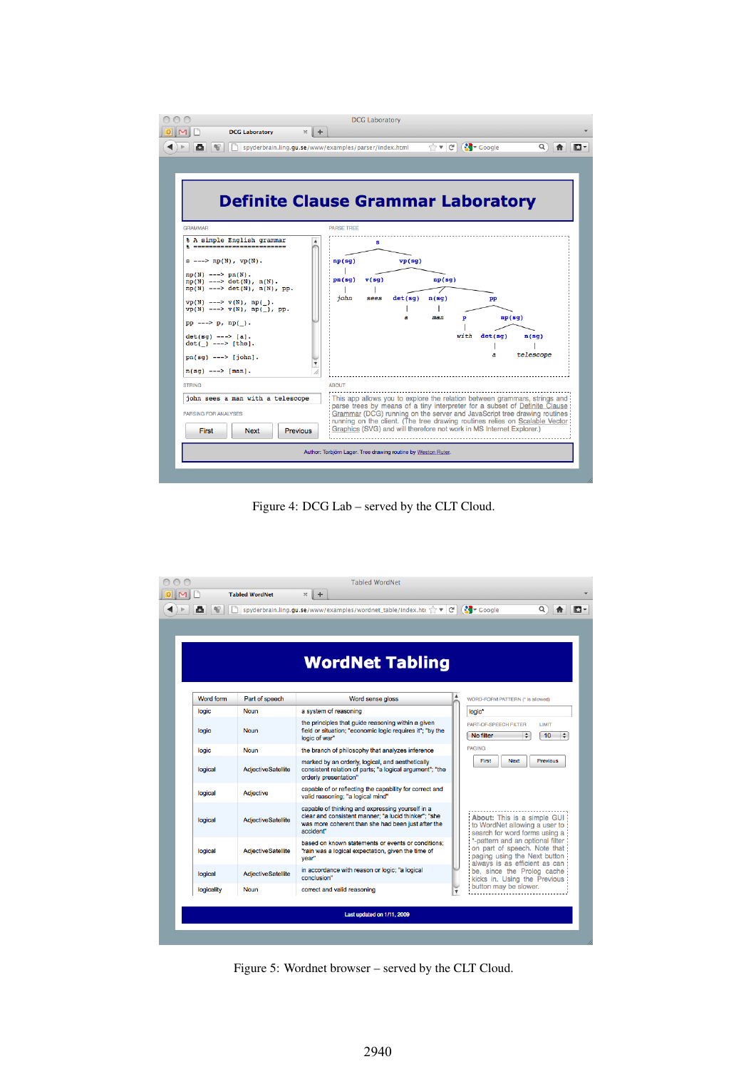Figure 4: DCG Lab – served by the CLT Cloud.

Figure 5: Wordnet browser – served by the CLT Cloud.